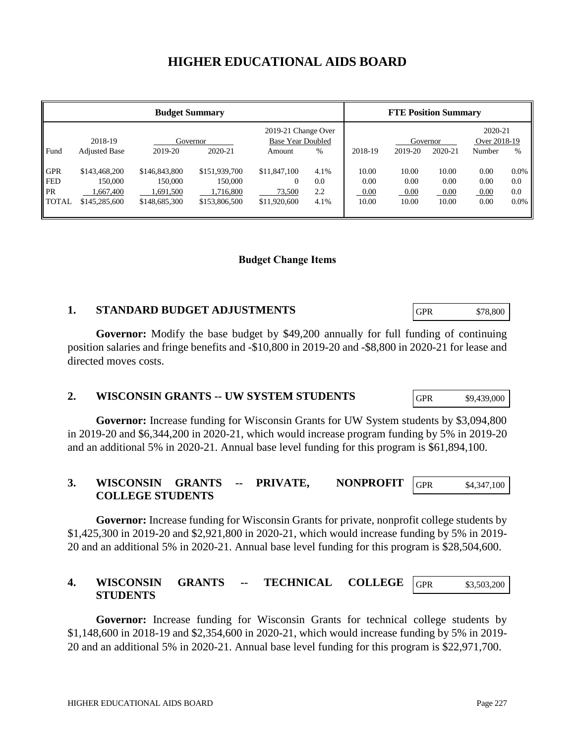# HIGHER EDUCATIONAL AIDS BOARD

| Budget Summary | | | | | | FTE Position Summary | | | | |
|---|---|---|---|---|---|---|---|---|---|---|
| | 2018-19 | Governor | | 2019-21 Change Over Base Year Doubled | | | Governor | | 2020-21 Over 2018-19 | |
| Fund | Adjusted Base | 2019-20 | 2020-21 | Amount | % | 2018-19 | 2019-20 | 2020-21 | Number | % |
| GPR | $143,468,200 | $146,843,800 | $151,939,700 | $11,847,100 | 4.1% | 10.00 | 10.00 | 10.00 | 0.00 | 0.0% |
| FED | 150,000 | 150,000 | 150,000 | 0 | 0.0 | 0.00 | 0.00 | 0.00 | 0.00 | 0.0 |
| PR | 1,667,400 | 1,691,500 | 1,716,800 | 73,500 | 2.2 | 0.00 | 0.00 | 0.00 | 0.00 | 0.0 |
| TOTAL | $145,285,600 | $148,685,300 | $153,806,500 | $11,920,600 | 4.1% | 10.00 | 10.00 | 10.00 | 0.00 | 0.0% |

## Budget Change Items

### 1. STANDARD BUDGET ADJUSTMENTS

| GPR | $78,800 |
|---|---|

**Governor:** Modify the base budget by $49,200 annually for full funding of continuing position salaries and fringe benefits and -$10,800 in 2019-20 and -$8,800 in 2020-21 for lease and directed moves costs.

### 2. WISCONSIN GRANTS -- UW SYSTEM STUDENTS

| GPR | $9,439,000 |
|---|---|

**Governor:** Increase funding for Wisconsin Grants for UW System students by $3,094,800 in 2019-20 and $6,344,200 in 2020-21, which would increase program funding by 5% in 2019-20 and an additional 5% in 2020-21. Annual base level funding for this program is $61,894,100.

### 3. WISCONSIN GRANTS -- PRIVATE, NONPROFIT COLLEGE STUDENTS

| GPR | $4,347,100 |
|---|---|

**Governor:** Increase funding for Wisconsin Grants for private, nonprofit college students by $1,425,300 in 2019-20 and $2,921,800 in 2020-21, which would increase funding by 5% in 2019-20 and an additional 5% in 2020-21. Annual base level funding for this program is $28,504,600.

### 4. WISCONSIN GRANTS -- TECHNICAL COLLEGE STUDENTS

| GPR | $3,503,200 |
|---|---|

**Governor:** Increase funding for Wisconsin Grants for technical college students by $1,148,600 in 2018-19 and $2,354,600 in 2020-21, which would increase funding by 5% in 2019-20 and an additional 5% in 2020-21. Annual base level funding for this program is $22,971,700.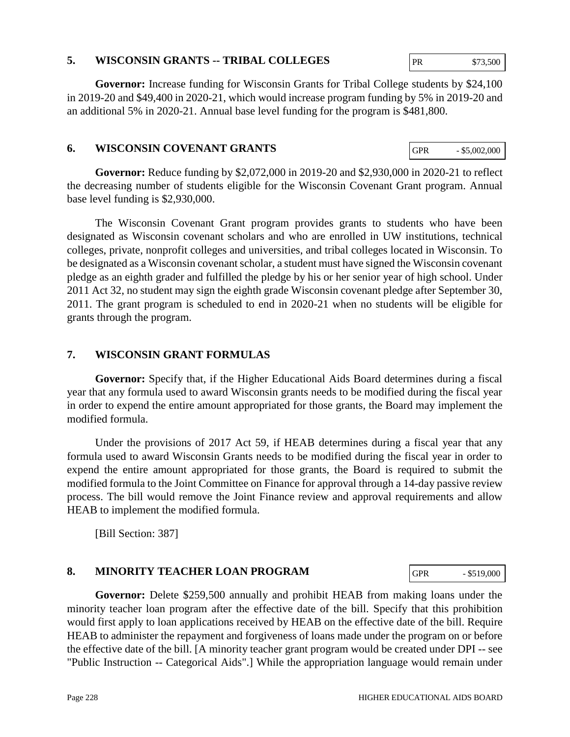## 5. WISCONSIN GRANTS -- TRIBAL COLLEGES

| PR | $73,500 |
|---|---|

**Governor:** Increase funding for Wisconsin Grants for Tribal College students by $24,100 in 2019-20 and $49,400 in 2020-21, which would increase program funding by 5% in 2019-20 and an additional 5% in 2020-21. Annual base level funding for the program is $481,800.

## 6. WISCONSIN COVENANT GRANTS

| GPR | - $5,002,000 |
|---|---|

**Governor:** Reduce funding by $2,072,000 in 2019-20 and $2,930,000 in 2020-21 to reflect the decreasing number of students eligible for the Wisconsin Covenant Grant program. Annual base level funding is $2,930,000.

The Wisconsin Covenant Grant program provides grants to students who have been designated as Wisconsin covenant scholars and who are enrolled in UW institutions, technical colleges, private, nonprofit colleges and universities, and tribal colleges located in Wisconsin. To be designated as a Wisconsin covenant scholar, a student must have signed the Wisconsin covenant pledge as an eighth grader and fulfilled the pledge by his or her senior year of high school. Under 2011 Act 32, no student may sign the eighth grade Wisconsin covenant pledge after September 30, 2011. The grant program is scheduled to end in 2020-21 when no students will be eligible for grants through the program.

## 7. WISCONSIN GRANT FORMULAS

**Governor:** Specify that, if the Higher Educational Aids Board determines during a fiscal year that any formula used to award Wisconsin grants needs to be modified during the fiscal year in order to expend the entire amount appropriated for those grants, the Board may implement the modified formula.

Under the provisions of 2017 Act 59, if HEAB determines during a fiscal year that any formula used to award Wisconsin Grants needs to be modified during the fiscal year in order to expend the entire amount appropriated for those grants, the Board is required to submit the modified formula to the Joint Committee on Finance for approval through a 14-day passive review process. The bill would remove the Joint Finance review and approval requirements and allow HEAB to implement the modified formula.

[Bill Section: 387]

## 8. MINORITY TEACHER LOAN PROGRAM

| GPR | - $519,000 |
|---|---|

**Governor:** Delete $259,500 annually and prohibit HEAB from making loans under the minority teacher loan program after the effective date of the bill. Specify that this prohibition would first apply to loan applications received by HEAB on the effective date of the bill. Require HEAB to administer the repayment and forgiveness of loans made under the program on or before the effective date of the bill. [A minority teacher grant program would be created under DPI -- see "Public Instruction -- Categorical Aids".] While the appropriation language would remain under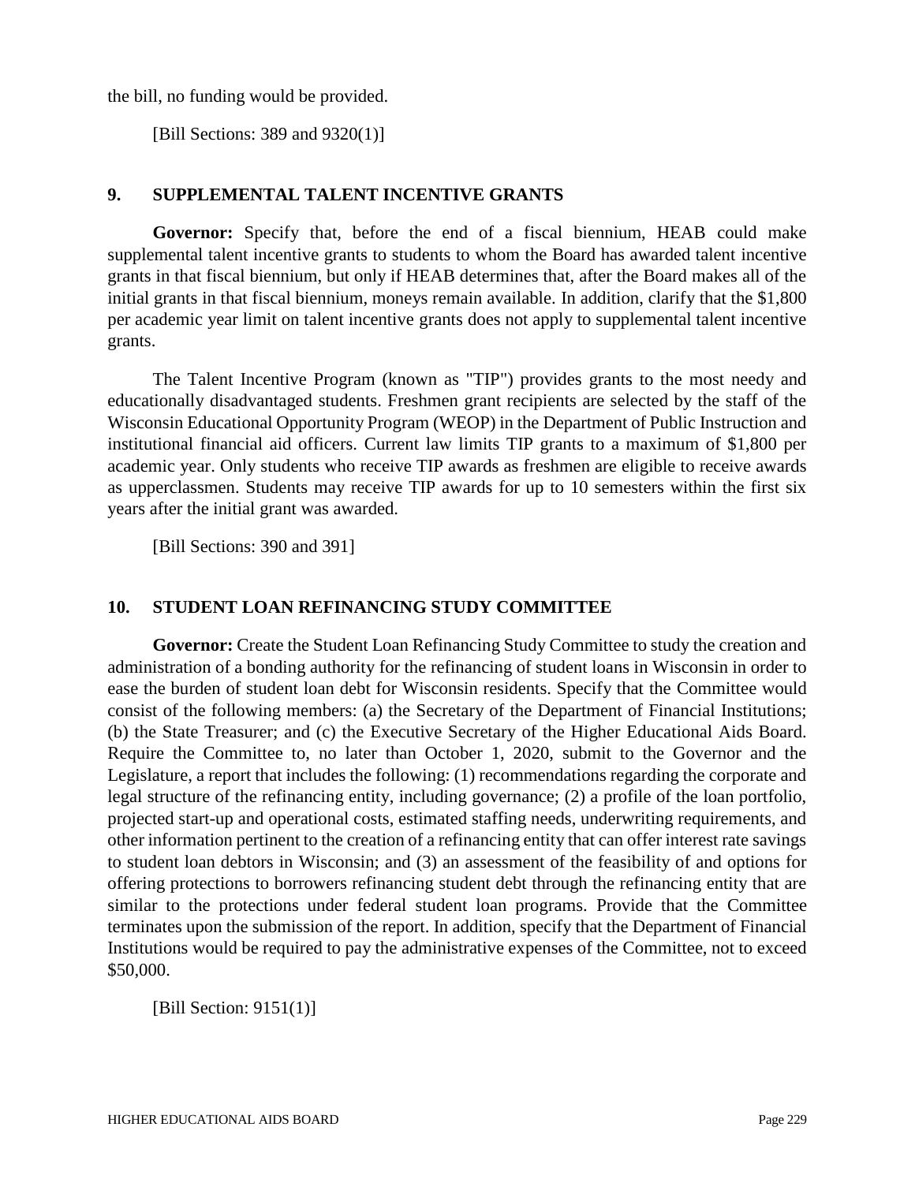the bill, no funding would be provided.

[Bill Sections: 389 and 9320(1)]

## 9. SUPPLEMENTAL TALENT INCENTIVE GRANTS

**Governor:** Specify that, before the end of a fiscal biennium, HEAB could make supplemental talent incentive grants to students to whom the Board has awarded talent incentive grants in that fiscal biennium, but only if HEAB determines that, after the Board makes all of the initial grants in that fiscal biennium, moneys remain available. In addition, clarify that the $1,800 per academic year limit on talent incentive grants does not apply to supplemental talent incentive grants.

The Talent Incentive Program (known as "TIP") provides grants to the most needy and educationally disadvantaged students. Freshmen grant recipients are selected by the staff of the Wisconsin Educational Opportunity Program (WEOP) in the Department of Public Instruction and institutional financial aid officers. Current law limits TIP grants to a maximum of $1,800 per academic year. Only students who receive TIP awards as freshmen are eligible to receive awards as upperclassmen. Students may receive TIP awards for up to 10 semesters within the first six years after the initial grant was awarded.

[Bill Sections: 390 and 391]

## 10. STUDENT LOAN REFINANCING STUDY COMMITTEE

**Governor:** Create the Student Loan Refinancing Study Committee to study the creation and administration of a bonding authority for the refinancing of student loans in Wisconsin in order to ease the burden of student loan debt for Wisconsin residents. Specify that the Committee would consist of the following members: (a) the Secretary of the Department of Financial Institutions; (b) the State Treasurer; and (c) the Executive Secretary of the Higher Educational Aids Board. Require the Committee to, no later than October 1, 2020, submit to the Governor and the Legislature, a report that includes the following: (1) recommendations regarding the corporate and legal structure of the refinancing entity, including governance; (2) a profile of the loan portfolio, projected start-up and operational costs, estimated staffing needs, underwriting requirements, and other information pertinent to the creation of a refinancing entity that can offer interest rate savings to student loan debtors in Wisconsin; and (3) an assessment of the feasibility of and options for offering protections to borrowers refinancing student debt through the refinancing entity that are similar to the protections under federal student loan programs. Provide that the Committee terminates upon the submission of the report. In addition, specify that the Department of Financial Institutions would be required to pay the administrative expenses of the Committee, not to exceed $50,000.

[Bill Section: 9151(1)]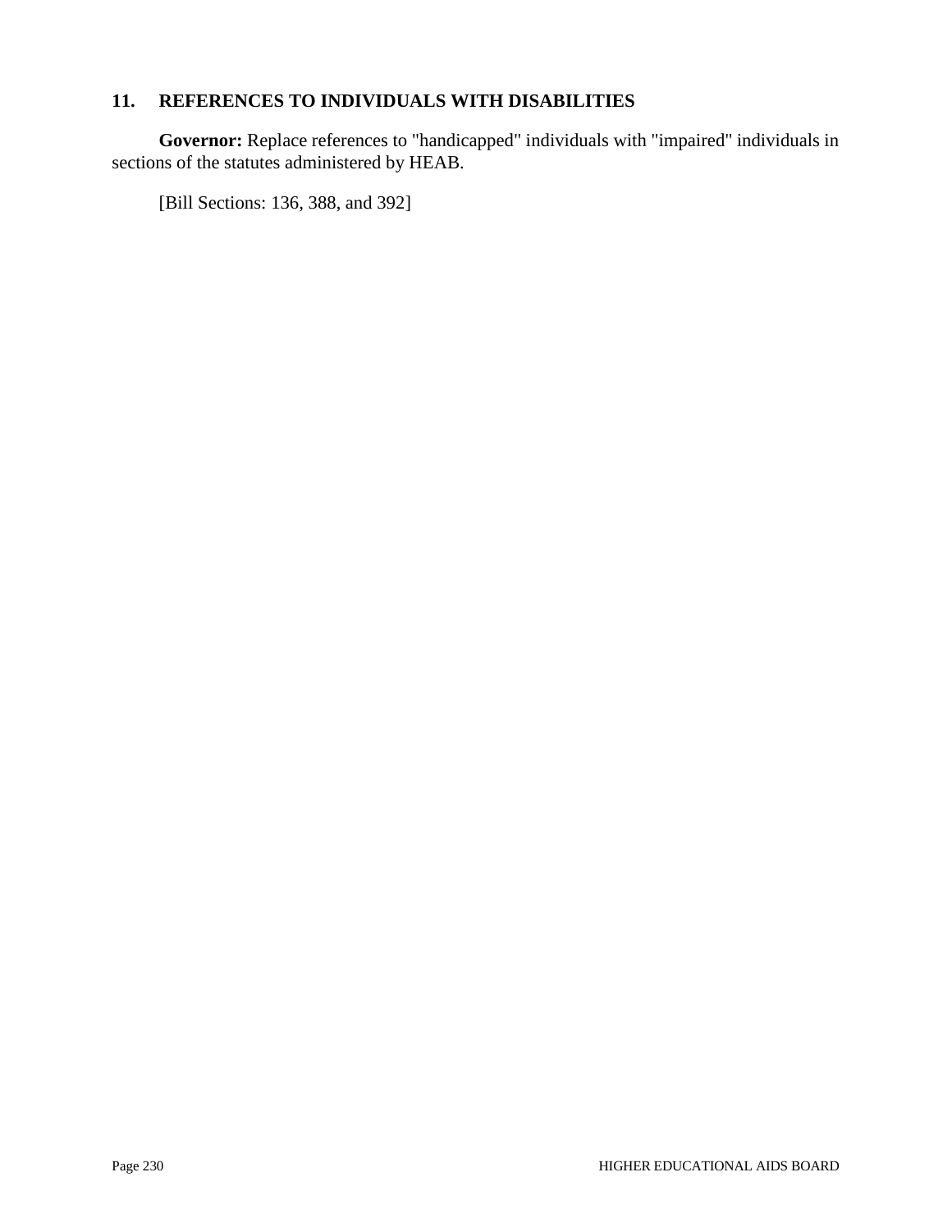## 11. REFERENCES TO INDIVIDUALS WITH DISABILITIES

**Governor:** Replace references to "handicapped" individuals with "impaired" individuals in sections of the statutes administered by HEAB.

[Bill Sections: 136, 388, and 392]